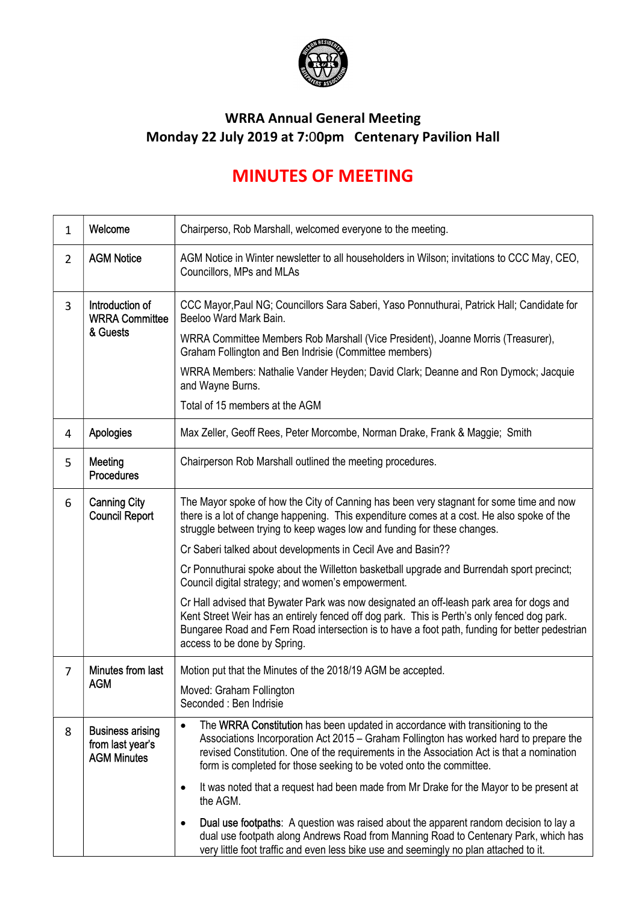## WRRA Annual General Meeting
## Monday 22 July 2019 at 7:00pm   Centenary Pavilion Hall

# MINUTES OF MEETING

| | | |
|---|---|---|
| 1 | Welcome | Chairperso, Rob Marshall, welcomed everyone to the meeting. |
| 2 | AGM Notice | AGM Notice in Winter newsletter to all householders in Wilson; invitations to CCC May, CEO, Councillors, MPs and MLAs |
| 3 | Introduction of WRRA Committee & Guests | CCC Mayor,Paul NG; Councillors Sara Saberi, Yaso Ponnuthurai, Patrick Hall; Candidate for Beeloo Ward Mark Bain.<br><br>WRRA Committee Members Rob Marshall (Vice President), Joanne Morris (Treasurer), Graham Follington and Ben Indrisie (Committee members)<br><br>WRRA Members: Nathalie Vander Heyden; David Clark; Deanne and Ron Dymock; Jacquie and Wayne Burns.<br><br>Total of 15 members at the AGM |
| 4 | Apologies | Max Zeller, Geoff Rees, Peter Morcombe, Norman Drake, Frank & Maggie;  Smith |
| 5 | Meeting Procedures | Chairperson Rob Marshall outlined the meeting procedures. |
| 6 | Canning City Council Report | The Mayor spoke of how the City of Canning has been very stagnant for some time and now there is a lot of change happening. This expenditure comes at a cost. He also spoke of the struggle between trying to keep wages low and funding for these changes.<br><br>Cr Saberi talked about developments in Cecil Ave and Basin??<br><br>Cr Ponnuthurai spoke about the Willetton basketball upgrade and Burrendah sport precinct; Council digital strategy; and women's empowerment.<br><br>Cr Hall advised that Bywater Park was now designated an off-leash park area for dogs and Kent Street Weir has an entirely fenced off dog park. This is Perth's only fenced dog park. Bungaree Road and Fern Road intersection is to have a foot path, funding for better pedestrian access to be done by Spring. |
| 7 | Minutes from last AGM | Motion put that the Minutes of the 2018/19 AGM be accepted.<br><br>Moved: Graham Follington<br>Seconded : Ben Indrisie |
| 8 | Business arising from last year's AGM Minutes | • The **WRRA Constitution** has been updated in accordance with transitioning to the Associations Incorporation Act 2015 – Graham Follington has worked hard to prepare the revised Constitution. One of the requirements in the Association Act is that a nomination form is completed for those seeking to be voted onto the committee.<br><br>• It was noted that a request had been made from Mr Drake for the Mayor to be present at the AGM.<br><br>• **Dual use footpaths**: A question was raised about the apparent random decision to lay a dual use footpath along Andrews Road from Manning Road to Centenary Park, which has very little foot traffic and even less bike use and seemingly no plan attached to it. |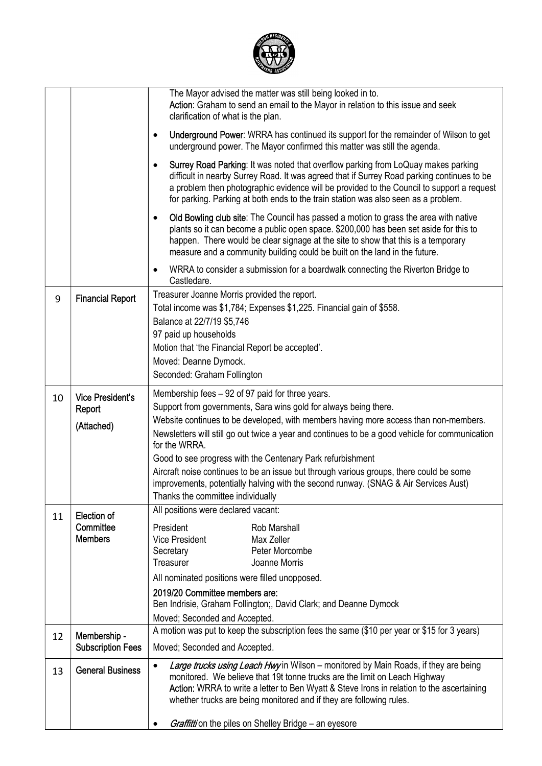| | | |
|---|---|---|
| | | The Mayor advised the matter was still being looked in to.<br>**Action**: Graham to send an email to the Mayor in relation to this issue and seek clarification of what is the plan.<br>• **Underground Power**: WRRA has continued its support for the remainder of Wilson to get underground power. The Mayor confirmed this matter was still the agenda.<br>• **Surrey Road Parking**: It was noted that overflow parking from LoQuay makes parking difficult in nearby Surrey Road. It was agreed that if Surrey Road parking continues to be a problem then photographic evidence will be provided to the Council to support a request for parking. Parking at both ends to the train station was also seen as a problem.<br>• **Old Bowling club site**: The Council has passed a motion to grass the area with native plants so it can become a public open space. $200,000 has been set aside for this to happen. There would be clear signage at the site to show that this is a temporary measure and a community building could be built on the land in the future.<br>• WRRA to consider a submission for a boardwalk connecting the Riverton Bridge to Castledare. |
| 9 | **Financial Report** | Treasurer Joanne Morris provided the report.<br>Total income was $1,784; Expenses $1,225. Financial gain of $558.<br>Balance at 22/7/19 $5,746<br>97 paid up households<br>Motion that 'the Financial Report be accepted'.<br>Moved: Deanne Dymock.<br>Seconded: Graham Follington |
| 10 | **Vice President's Report**<br>**(Attached)** | Membership fees – 92 of 97 paid for three years.<br>Support from governments, Sara wins gold for always being there.<br>Website continues to be developed, with members having more access than non-members.<br>Newsletters will still go out twice a year and continues to be a good vehicle for communication for the WRRA.<br>Good to see progress with the Centenary Park refurbishment<br>Aircraft noise continues to be an issue but through various groups, there could be some improvements, potentially halving with the second runway. (SNAG & Air Services Aust)<br>Thanks the committee individually |
| 11 | **Election of Committee Members** | All positions were declared vacant:<br>President — Rob Marshall<br>Vice President — Max Zeller<br>Secretary — Peter Morcombe<br>Treasurer — Joanne Morris<br>All nominated positions were filled unopposed.<br>**2019/20 Committee members are:**<br>Ben Indrisie, Graham Follington;, David Clark; and Deanne Dymock<br>Moved; Seconded and Accepted. |
| 12 | **Membership - Subscription Fees** | A motion was put to keep the subscription fees the same ($10 per year or $15 for 3 years)<br>Moved; Seconded and Accepted. |
| 13 | **General Business** | • *Large trucks using Leach Hwy* in Wilson – monitored by Main Roads, if they are being monitored. We believe that 19t tonne trucks are the limit on Leach Highway<br>**Action**: WRRA to write a letter to Ben Wyatt & Steve Irons in relation to the ascertaining whether trucks are being monitored and if they are following rules.<br>• *Graffitti* on the piles on Shelley Bridge – an eyesore |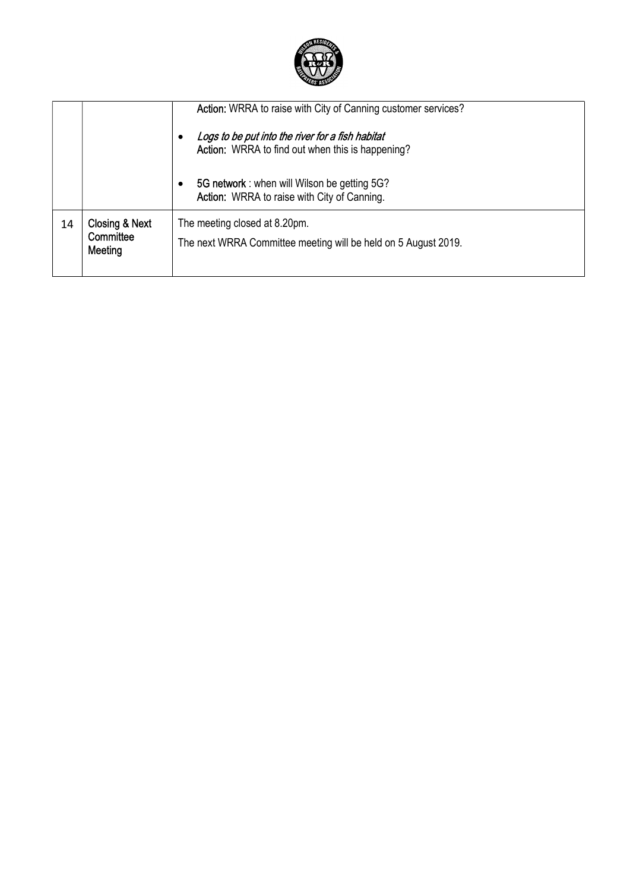| | | |
|---|---|---|
| | | **Action:** WRRA to raise with City of Canning customer services?<br><br>• *Logs to be put into the river for a fish habitat*<br>**Action:** WRRA to find out when this is happening?<br><br>• **5G network** : when will Wilson be getting 5G?<br>**Action:** WRRA to raise with City of Canning. |
| 14 | **Closing & Next Committee Meeting** | The meeting closed at 8.20pm.<br><br>The next WRRA Committee meeting will be held on 5 August 2019. |